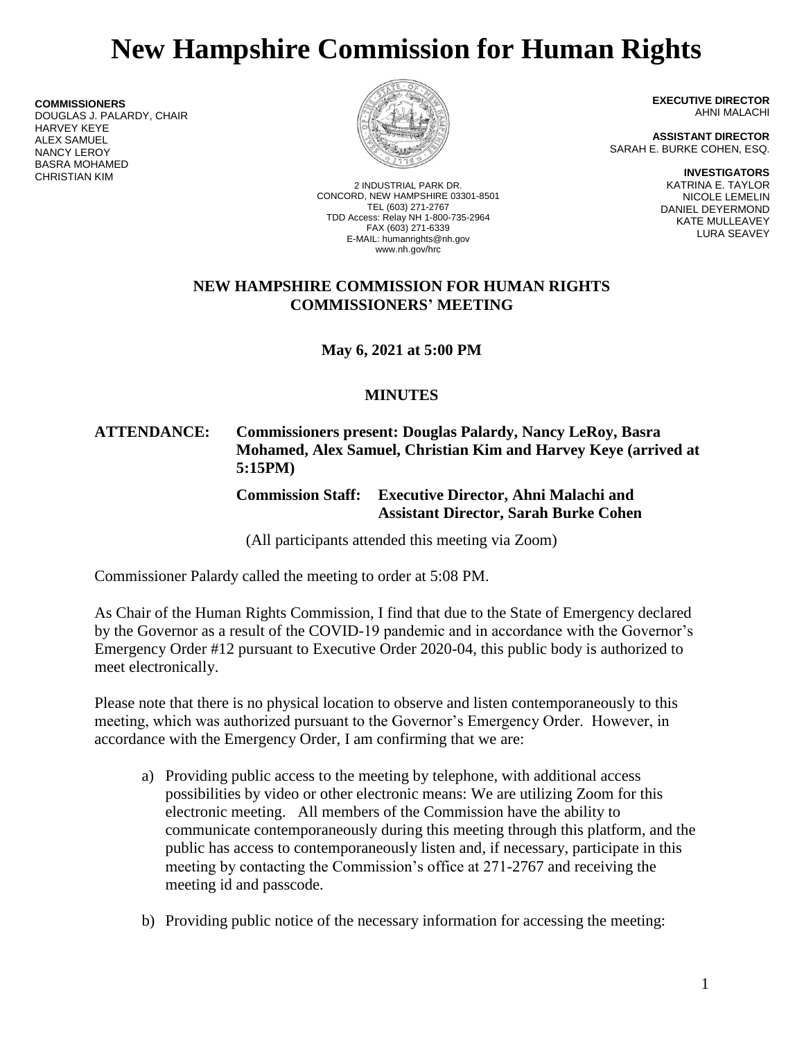# New Hampshire Commission for Human Rights

**COMMISSIONERS**
DOUGLAS J. PALARDY, CHAIR
HARVEY KEYE
ALEX SAMUEL
NANCY LEROY
BASRA MOHAMED
CHRISTIAN KIM

2 INDUSTRIAL PARK DR.
CONCORD, NEW HAMPSHIRE 03301-8501
TEL (603) 271-2767
TDD Access: Relay NH 1-800-735-2964
FAX (603) 271-6339
E-MAIL: humanrights@nh.gov
www.nh.gov/hrc

**EXECUTIVE DIRECTOR**
AHNI MALACHI

**ASSISTANT DIRECTOR**
SARAH E. BURKE COHEN, ESQ.

**INVESTIGATORS**
KATRINA E. TAYLOR
NICOLE LEMELIN
DANIEL DEYERMOND
KATE MULLEAVEY
LURA SEAVEY

**NEW HAMPSHIRE COMMISSION FOR HUMAN RIGHTS**
**COMMISSIONERS' MEETING**

**May 6, 2021 at 5:00 PM**

**MINUTES**

**ATTENDANCE: Commissioners present: Douglas Palardy, Nancy LeRoy, Basra Mohamed, Alex Samuel, Christian Kim and Harvey Keye (arrived at 5:15PM)**

**Commission Staff: Executive Director, Ahni Malachi and Assistant Director, Sarah Burke Cohen**

(All participants attended this meeting via Zoom)

Commissioner Palardy called the meeting to order at 5:08 PM.

As Chair of the Human Rights Commission, I find that due to the State of Emergency declared by the Governor as a result of the COVID-19 pandemic and in accordance with the Governor's Emergency Order #12 pursuant to Executive Order 2020-04, this public body is authorized to meet electronically.

Please note that there is no physical location to observe and listen contemporaneously to this meeting, which was authorized pursuant to the Governor's Emergency Order. However, in accordance with the Emergency Order, I am confirming that we are:

a) Providing public access to the meeting by telephone, with additional access possibilities by video or other electronic means: We are utilizing Zoom for this electronic meeting. All members of the Commission have the ability to communicate contemporaneously during this meeting through this platform, and the public has access to contemporaneously listen and, if necessary, participate in this meeting by contacting the Commission's office at 271-2767 and receiving the meeting id and passcode.

b) Providing public notice of the necessary information for accessing the meeting: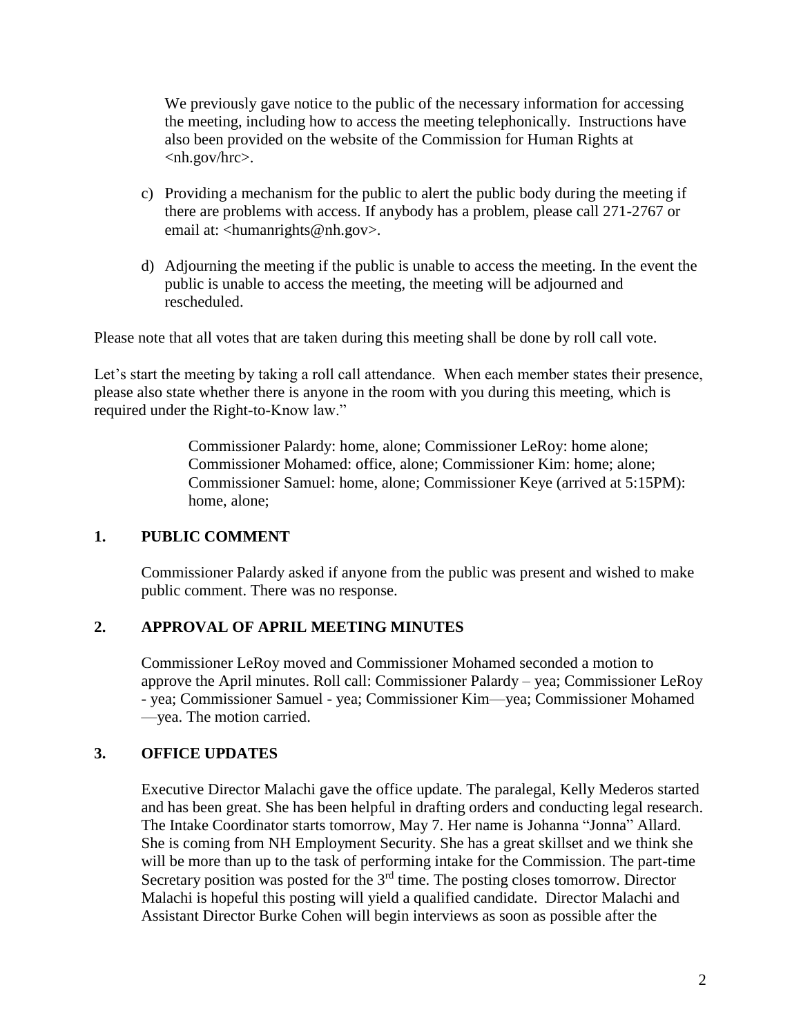We previously gave notice to the public of the necessary information for accessing the meeting, including how to access the meeting telephonically. Instructions have also been provided on the website of the Commission for Human Rights at <nh.gov/hrc>.

c) Providing a mechanism for the public to alert the public body during the meeting if there are problems with access. If anybody has a problem, please call 271-2767 or email at: <humanrights@nh.gov>.

d) Adjourning the meeting if the public is unable to access the meeting. In the event the public is unable to access the meeting, the meeting will be adjourned and rescheduled.

Please note that all votes that are taken during this meeting shall be done by roll call vote.

Let's start the meeting by taking a roll call attendance. When each member states their presence, please also state whether there is anyone in the room with you during this meeting, which is required under the Right-to-Know law."

> Commissioner Palardy: home, alone; Commissioner LeRoy: home alone; Commissioner Mohamed: office, alone; Commissioner Kim: home; alone; Commissioner Samuel: home, alone; Commissioner Keye (arrived at 5:15PM): home, alone;

## 1. PUBLIC COMMENT

Commissioner Palardy asked if anyone from the public was present and wished to make public comment. There was no response.

## 2. APPROVAL OF APRIL MEETING MINUTES

Commissioner LeRoy moved and Commissioner Mohamed seconded a motion to approve the April minutes. Roll call: Commissioner Palardy – yea; Commissioner LeRoy - yea; Commissioner Samuel - yea; Commissioner Kim—yea; Commissioner Mohamed —yea. The motion carried.

## 3. OFFICE UPDATES

Executive Director Malachi gave the office update. The paralegal, Kelly Mederos started and has been great. She has been helpful in drafting orders and conducting legal research. The Intake Coordinator starts tomorrow, May 7. Her name is Johanna "Jonna" Allard. She is coming from NH Employment Security. She has a great skillset and we think she will be more than up to the task of performing intake for the Commission. The part-time Secretary position was posted for the 3rd time. The posting closes tomorrow. Director Malachi is hopeful this posting will yield a qualified candidate. Director Malachi and Assistant Director Burke Cohen will begin interviews as soon as possible after the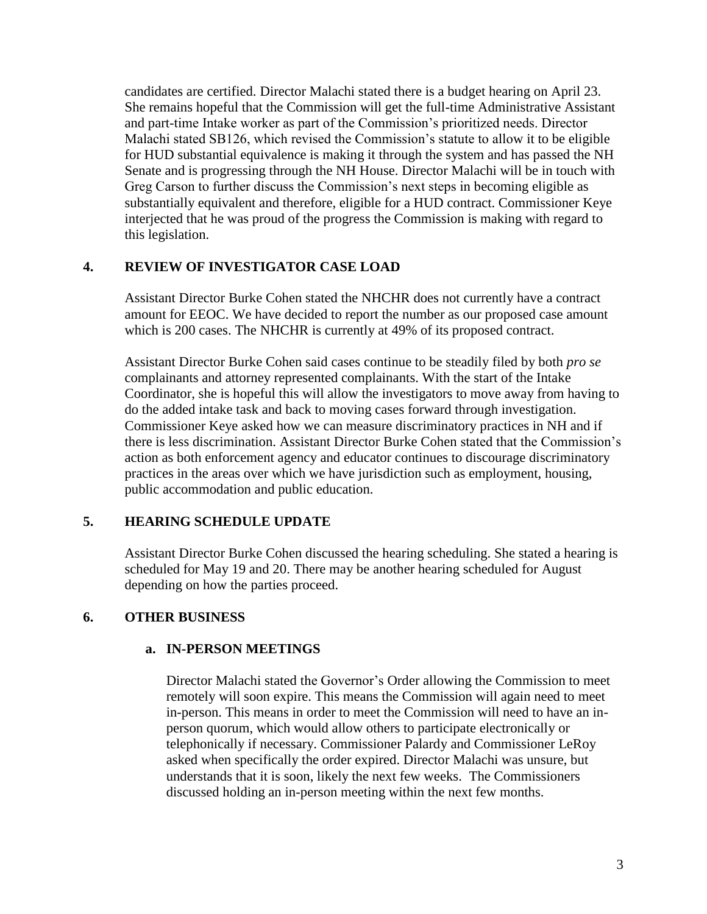candidates are certified. Director Malachi stated there is a budget hearing on April 23. She remains hopeful that the Commission will get the full-time Administrative Assistant and part-time Intake worker as part of the Commission's prioritized needs. Director Malachi stated SB126, which revised the Commission's statute to allow it to be eligible for HUD substantial equivalence is making it through the system and has passed the NH Senate and is progressing through the NH House. Director Malachi will be in touch with Greg Carson to further discuss the Commission's next steps in becoming eligible as substantially equivalent and therefore, eligible for a HUD contract. Commissioner Keye interjected that he was proud of the progress the Commission is making with regard to this legislation.

## 4. REVIEW OF INVESTIGATOR CASE LOAD

Assistant Director Burke Cohen stated the NHCHR does not currently have a contract amount for EEOC. We have decided to report the number as our proposed case amount which is 200 cases. The NHCHR is currently at 49% of its proposed contract.

Assistant Director Burke Cohen said cases continue to be steadily filed by both *pro se* complainants and attorney represented complainants. With the start of the Intake Coordinator, she is hopeful this will allow the investigators to move away from having to do the added intake task and back to moving cases forward through investigation. Commissioner Keye asked how we can measure discriminatory practices in NH and if there is less discrimination. Assistant Director Burke Cohen stated that the Commission's action as both enforcement agency and educator continues to discourage discriminatory practices in the areas over which we have jurisdiction such as employment, housing, public accommodation and public education.

## 5. HEARING SCHEDULE UPDATE

Assistant Director Burke Cohen discussed the hearing scheduling. She stated a hearing is scheduled for May 19 and 20. There may be another hearing scheduled for August depending on how the parties proceed.

## 6. OTHER BUSINESS

### a. IN-PERSON MEETINGS

Director Malachi stated the Governor's Order allowing the Commission to meet remotely will soon expire. This means the Commission will again need to meet in-person. This means in order to meet the Commission will need to have an in-person quorum, which would allow others to participate electronically or telephonically if necessary. Commissioner Palardy and Commissioner LeRoy asked when specifically the order expired. Director Malachi was unsure, but understands that it is soon, likely the next few weeks. The Commissioners discussed holding an in-person meeting within the next few months.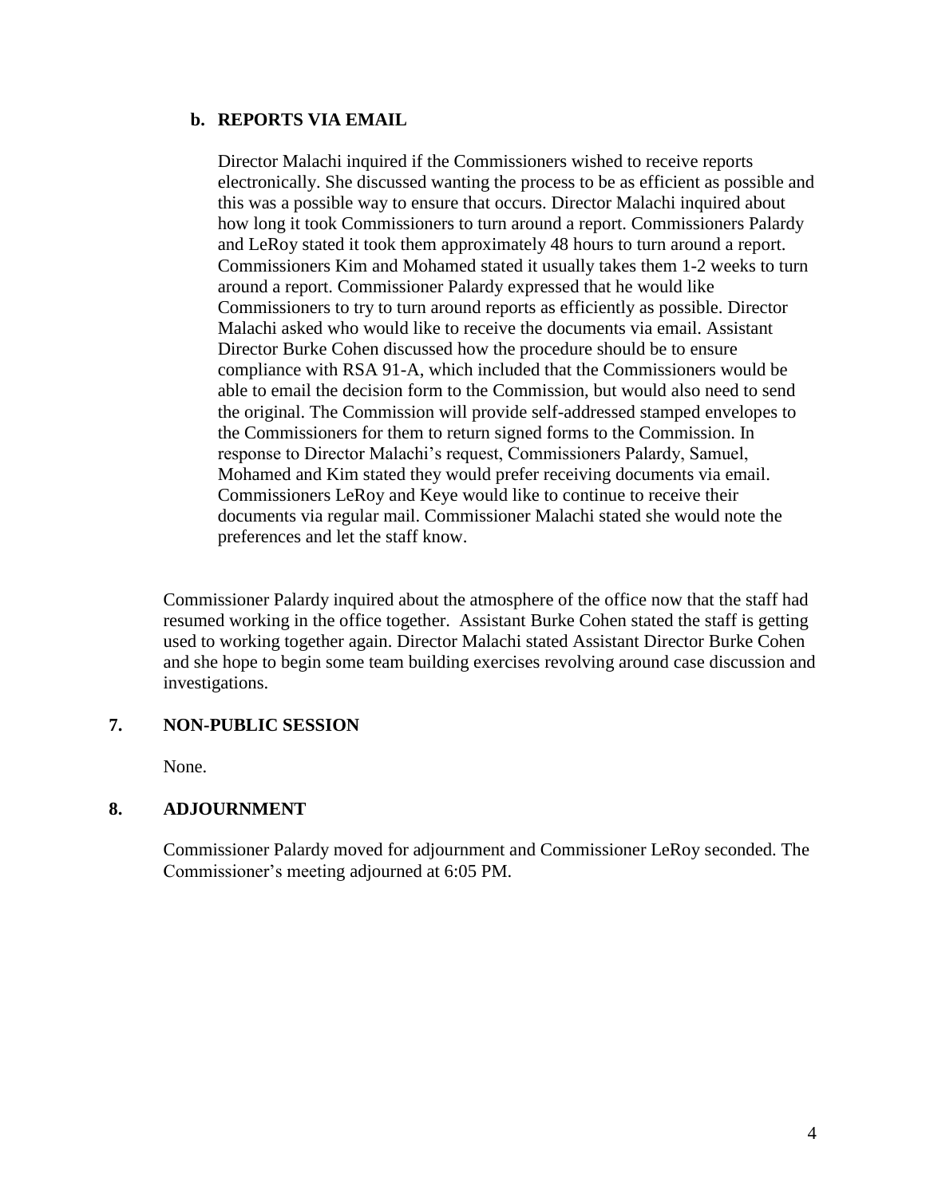### b. REPORTS VIA EMAIL

Director Malachi inquired if the Commissioners wished to receive reports electronically. She discussed wanting the process to be as efficient as possible and this was a possible way to ensure that occurs. Director Malachi inquired about how long it took Commissioners to turn around a report. Commissioners Palardy and LeRoy stated it took them approximately 48 hours to turn around a report. Commissioners Kim and Mohamed stated it usually takes them 1-2 weeks to turn around a report. Commissioner Palardy expressed that he would like Commissioners to try to turn around reports as efficiently as possible. Director Malachi asked who would like to receive the documents via email. Assistant Director Burke Cohen discussed how the procedure should be to ensure compliance with RSA 91-A, which included that the Commissioners would be able to email the decision form to the Commission, but would also need to send the original. The Commission will provide self-addressed stamped envelopes to the Commissioners for them to return signed forms to the Commission. In response to Director Malachi's request, Commissioners Palardy, Samuel, Mohamed and Kim stated they would prefer receiving documents via email. Commissioners LeRoy and Keye would like to continue to receive their documents via regular mail. Commissioner Malachi stated she would note the preferences and let the staff know.

Commissioner Palardy inquired about the atmosphere of the office now that the staff had resumed working in the office together. Assistant Burke Cohen stated the staff is getting used to working together again. Director Malachi stated Assistant Director Burke Cohen and she hope to begin some team building exercises revolving around case discussion and investigations.

## 7. NON-PUBLIC SESSION

None.

## 8. ADJOURNMENT

Commissioner Palardy moved for adjournment and Commissioner LeRoy seconded. The Commissioner's meeting adjourned at 6:05 PM.